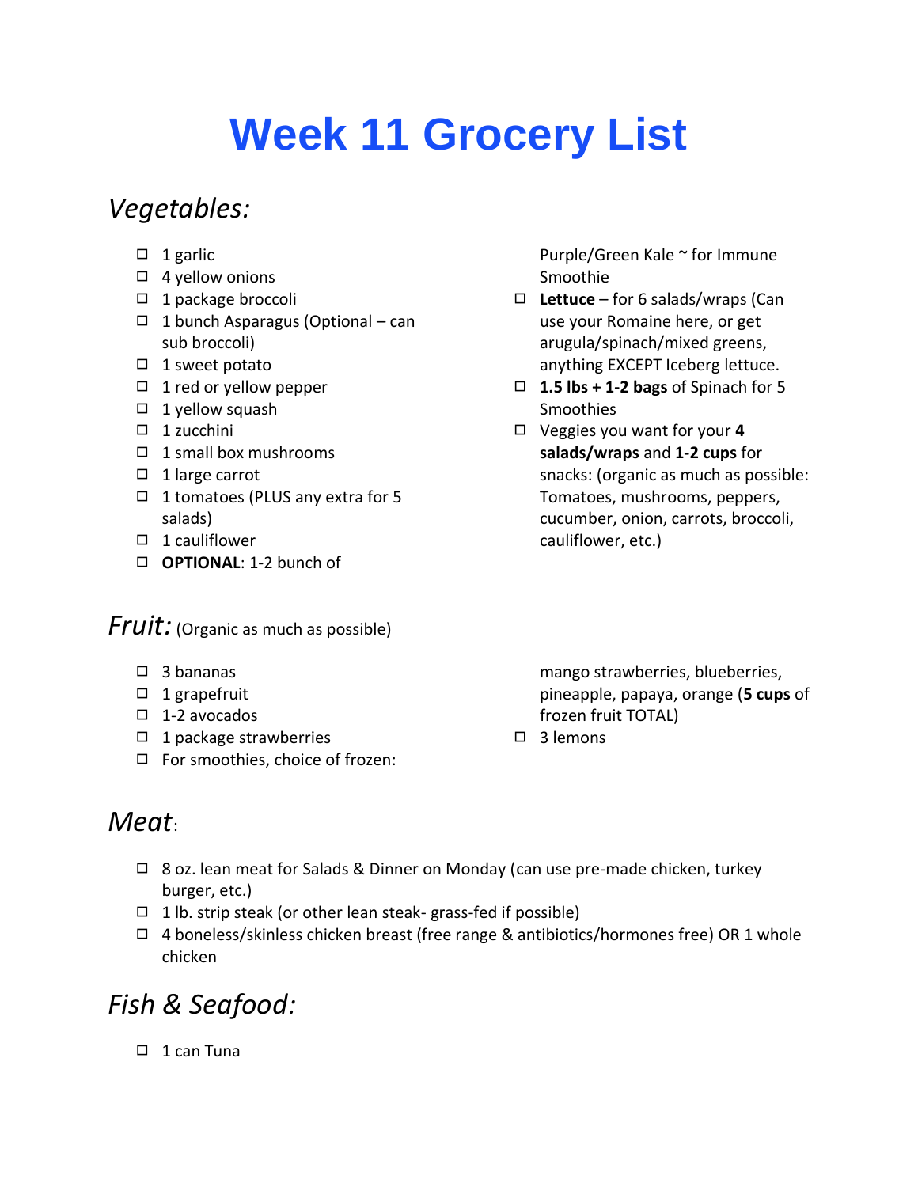# Week 11 Grocery List

## *Vegetables:*

- ☐ 1 garlic
- ☐ 4 yellow onions
- ☐ 1 package broccoli
- ☐ 1 bunch Asparagus (Optional – can sub broccoli)
- ☐ 1 sweet potato
- ☐ 1 red or yellow pepper
- ☐ 1 yellow squash
- ☐ 1 zucchini
- ☐ 1 small box mushrooms
- ☐ 1 large carrot
- ☐ 1 tomatoes (PLUS any extra for 5 salads)
- ☐ 1 cauliflower
- ☐ **OPTIONAL**: 1-2 bunch of Purple/Green Kale ~ for Immune Smoothie
- ☐ **Lettuce** – for 6 salads/wraps (Can use your Romaine here, or get arugula/spinach/mixed greens, anything EXCEPT Iceberg lettuce.
- ☐ **1.5 lbs + 1-2 bags** of Spinach for 5 Smoothies
- ☐ Veggies you want for your **4 salads/wraps** and **1-2 cups** for snacks: (organic as much as possible: Tomatoes, mushrooms, peppers, cucumber, onion, carrots, broccoli, cauliflower, etc.)

## *Fruit:* (Organic as much as possible)

- ☐ 3 bananas
- ☐ 1 grapefruit
- ☐ 1-2 avocados
- ☐ 1 package strawberries
- ☐ For smoothies, choice of frozen: mango strawberries, blueberries, pineapple, papaya, orange (**5 cups** of frozen fruit TOTAL)
- ☐ 3 lemons

## *Meat*:

- ☐ 8 oz. lean meat for Salads & Dinner on Monday (can use pre-made chicken, turkey burger, etc.)
- ☐ 1 lb. strip steak (or other lean steak- grass-fed if possible)
- ☐ 4 boneless/skinless chicken breast (free range & antibiotics/hormones free) OR 1 whole chicken

## *Fish & Seafood:*

- ☐ 1 can Tuna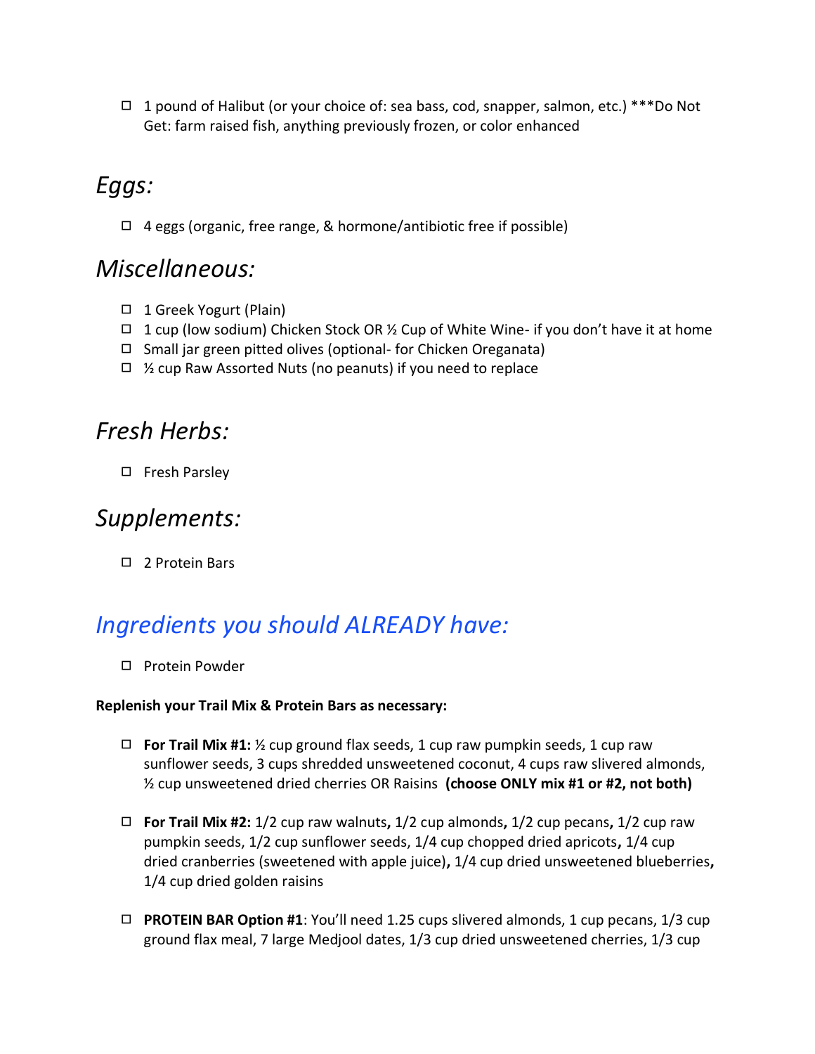- ☐ 1 pound of Halibut (or your choice of: sea bass, cod, snapper, salmon, etc.) ***Do Not Get: farm raised fish, anything previously frozen, or color enhanced

## *Eggs:*

- ☐ 4 eggs (organic, free range, & hormone/antibiotic free if possible)

## *Miscellaneous:*

- ☐ 1 Greek Yogurt (Plain)
- ☐ 1 cup (low sodium) Chicken Stock OR ½ Cup of White Wine- if you don't have it at home
- ☐ Small jar green pitted olives (optional- for Chicken Oreganata)
- ☐ ½ cup Raw Assorted Nuts (no peanuts) if you need to replace

## *Fresh Herbs:*

- ☐ Fresh Parsley

## *Supplements:*

- ☐ 2 Protein Bars

## *Ingredients you should ALREADY have:*

- ☐ Protein Powder

**Replenish your Trail Mix & Protein Bars as necessary:**

- ☐ **For Trail Mix #1:** ½ cup ground flax seeds, 1 cup raw pumpkin seeds, 1 cup raw sunflower seeds, 3 cups shredded unsweetened coconut, 4 cups raw slivered almonds, ½ cup unsweetened dried cherries OR Raisins **(choose ONLY mix #1 or #2, not both)**

- ☐ **For Trail Mix #2:** 1/2 cup raw walnuts**,** 1/2 cup almonds**,** 1/2 cup pecans**,** 1/2 cup raw pumpkin seeds, 1/2 cup sunflower seeds, 1/4 cup chopped dried apricots**,** 1/4 cup dried cranberries (sweetened with apple juice)**,** 1/4 cup dried unsweetened blueberries**,** 1/4 cup dried golden raisins

- ☐ **PROTEIN BAR Option #1**: You'll need 1.25 cups slivered almonds, 1 cup pecans, 1/3 cup ground flax meal, 7 large Medjool dates, 1/3 cup dried unsweetened cherries, 1/3 cup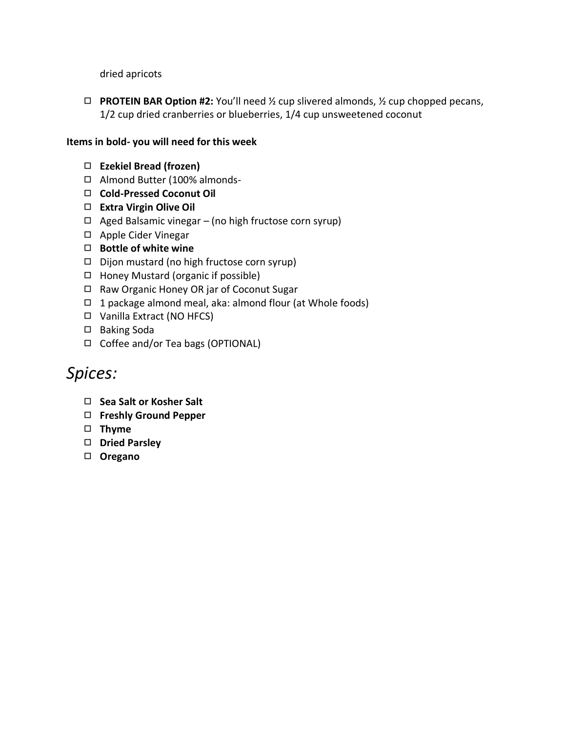dried apricots

- ☐ **PROTEIN BAR Option #2:** You'll need ½ cup slivered almonds, ½ cup chopped pecans, 1/2 cup dried cranberries or blueberries, 1/4 cup unsweetened coconut

**Items in bold- you will need for this week**

- ☐ **Ezekiel Bread (frozen)**
- ☐ Almond Butter (100% almonds-
- ☐ **Cold-Pressed Coconut Oil**
- ☐ **Extra Virgin Olive Oil**
- ☐ Aged Balsamic vinegar – (no high fructose corn syrup)
- ☐ Apple Cider Vinegar
- ☐ **Bottle of white wine**
- ☐ Dijon mustard (no high fructose corn syrup)
- ☐ Honey Mustard (organic if possible)
- ☐ Raw Organic Honey OR jar of Coconut Sugar
- ☐ 1 package almond meal, aka: almond flour (at Whole foods)
- ☐ Vanilla Extract (NO HFCS)
- ☐ Baking Soda
- ☐ Coffee and/or Tea bags (OPTIONAL)

# *Spices:*

- ☐ **Sea Salt or Kosher Salt**
- ☐ **Freshly Ground Pepper**
- ☐ **Thyme**
- ☐ **Dried Parsley**
- ☐ **Oregano**